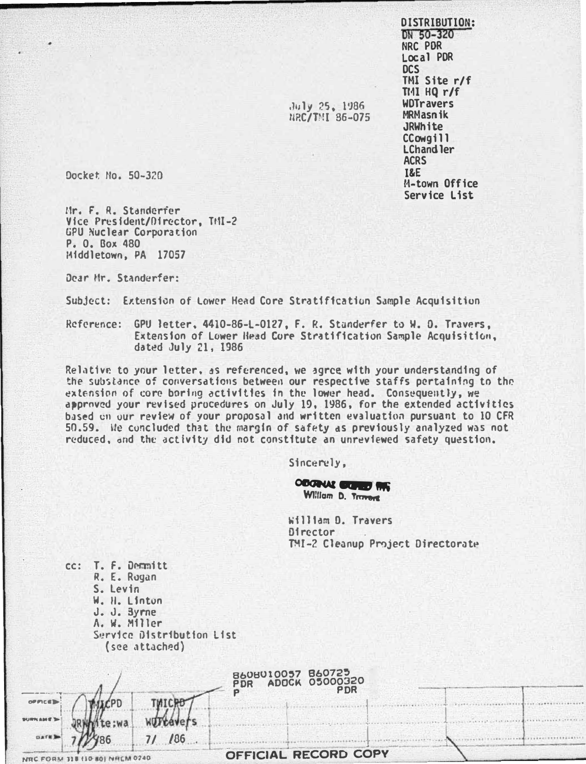DISTRIBUTION:
DN 50-320
NRC PDR
Local PDR
DCS
TMI Site r/f
TMI HQ r/f
WDTravers
MRMasnik
JRWhite
CCowgill
LChandler
ACRS
I&E
M-town Office
Service List

July 25, 1986
NRC/TMI 86-075

Docket No. 50-320

Mr. F. R. Standerfer
Vice President/Director, TMI-2
GPU Nuclear Corporation
P. O. Box 480
Middletown, PA 17057

Dear Mr. Standerfer:

Subject: Extension of Lower Head Core Stratification Sample Acquisition

Reference: GPU letter, 4410-86-L-0127, F. R. Standerfer to W. D. Travers, Extension of Lower Head Core Stratification Sample Acquisition, dated July 21, 1986

Relative to your letter, as referenced, we agree with your understanding of the substance of conversations between our respective staffs pertaining to the extension of core boring activities in the lower head. Consequently, we approved your revised procedures on July 19, 1986, for the extended activities based on our review of your proposal and written evaluation pursuant to 10 CFR 50.59. We concluded that the margin of safety as previously analyzed was not reduced, and the activity did not constitute an unreviewed safety question.

Sincerely,

ORIGINAL SIGNED BY
William D. Travers

William D. Travers
Director
TMI-2 Cleanup Project Directorate

cc: T. F. Demmitt
R. E. Rogan
S. Levin
W. H. Linton
J. J. Byrne
A. W. Miller
Service Distribution List
(see attached)

8608010057 860725
PDR ADOCK 05000320
P PDR

| OFFICE | TMICPD | TMICPD |
|---|---|---|
| SURNAME | JRWhite:wa | WDTravers |
| DATE | 7/ /86 | 7/ /86 |

NRC FORM 318 (10-80) NRCM 0240

OFFICIAL RECORD COPY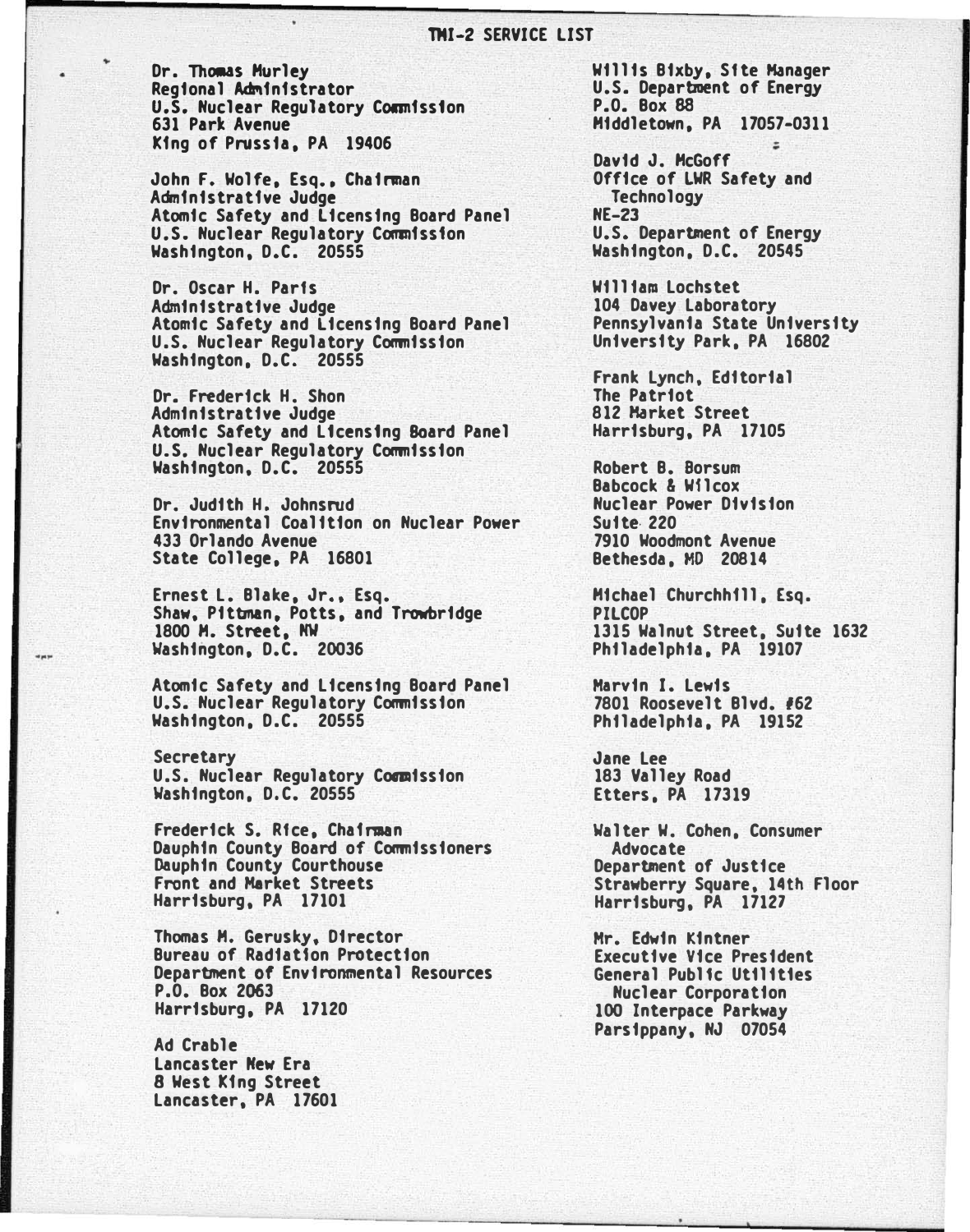# TMI-2 SERVICE LIST

Dr. Thomas Murley
Regional Administrator
U.S. Nuclear Regulatory Commission
631 Park Avenue
King of Prussia, PA 19406

John F. Wolfe, Esq., Chairman
Administrative Judge
Atomic Safety and Licensing Board Panel
U.S. Nuclear Regulatory Commission
Washington, D.C. 20555

Dr. Oscar H. Paris
Administrative Judge
Atomic Safety and Licensing Board Panel
U.S. Nuclear Regulatory Commission
Washington, D.C. 20555

Dr. Frederick H. Shon
Administrative Judge
Atomic Safety and Licensing Board Panel
U.S. Nuclear Regulatory Commission
Washington, D.C. 20555

Dr. Judith H. Johnsrud
Environmental Coalition on Nuclear Power
433 Orlando Avenue
State College, PA 16801

Ernest L. Blake, Jr., Esq.
Shaw, Pittman, Potts, and Trowbridge
1800 M. Street, NW
Washington, D.C. 20036

Atomic Safety and Licensing Board Panel
U.S. Nuclear Regulatory Commission
Washington, D.C. 20555

Secretary
U.S. Nuclear Regulatory Commission
Washington, D.C. 20555

Frederick S. Rice, Chairman
Dauphin County Board of Commissioners
Dauphin County Courthouse
Front and Market Streets
Harrisburg, PA 17101

Thomas M. Gerusky, Director
Bureau of Radiation Protection
Department of Environmental Resources
P.O. Box 2063
Harrisburg, PA 17120

Ad Crable
Lancaster New Era
8 West King Street
Lancaster, PA 17601

Willis Bixby, Site Manager
U.S. Department of Energy
P.O. Box 88
Middletown, PA 17057-0311

David J. McGoff
Office of LWR Safety and Technology
NE-23
U.S. Department of Energy
Washington, D.C. 20545

William Lochstet
104 Davey Laboratory
Pennsylvania State University
University Park, PA 16802

Frank Lynch, Editorial
The Patriot
812 Market Street
Harrisburg, PA 17105

Robert B. Borsum
Babcock & Wilcox
Nuclear Power Division
Suite 220
7910 Woodmont Avenue
Bethesda, MD 20814

Michael Churchhill, Esq.
PILCOP
1315 Walnut Street, Suite 1632
Philadelphia, PA 19107

Marvin I. Lewis
7801 Roosevelt Blvd. #62
Philadelphia, PA 19152

Jane Lee
183 Valley Road
Etters, PA 17319

Walter W. Cohen, Consumer Advocate
Department of Justice
Strawberry Square, 14th Floor
Harrisburg, PA 17127

Mr. Edwin Kintner
Executive Vice President
General Public Utilities Nuclear Corporation
100 Interpace Parkway
Parsippany, NJ 07054